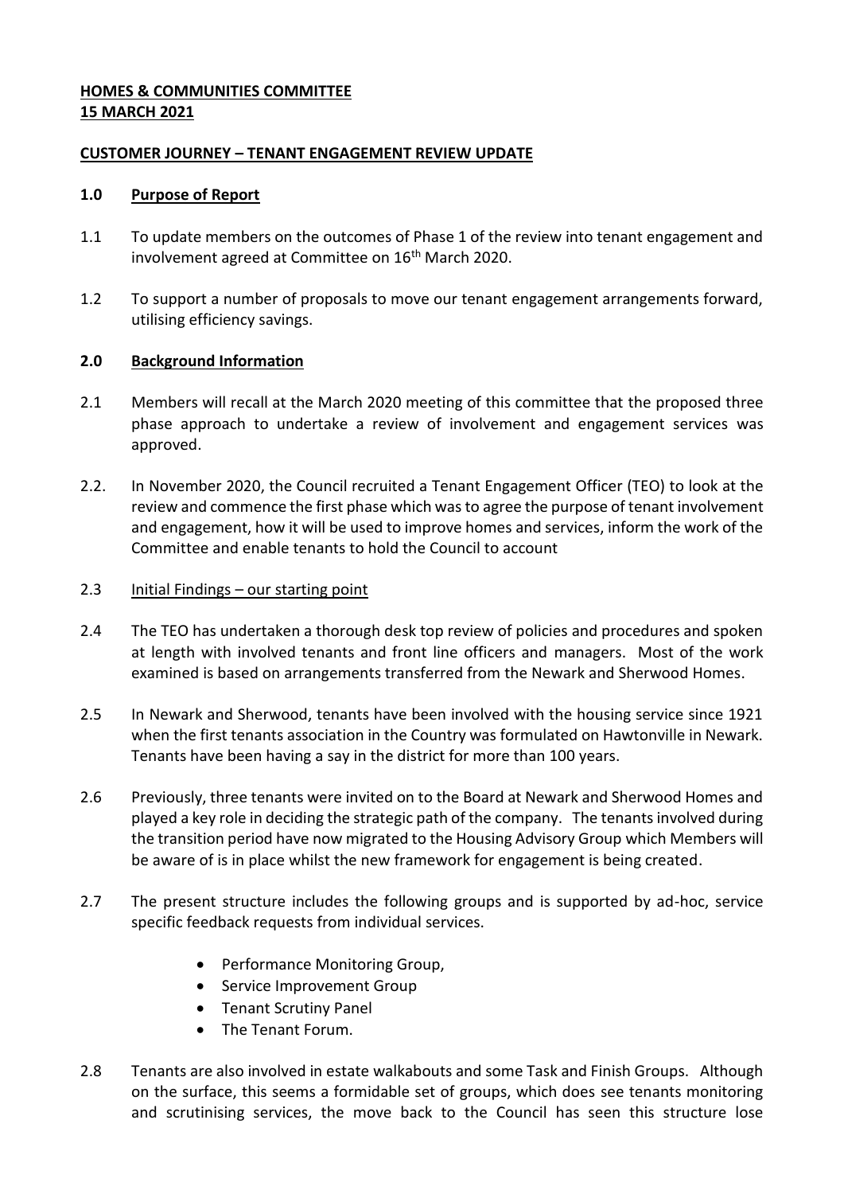**HOMES & COMMUNITIES COMMITTEE**
**15 MARCH 2021**

**CUSTOMER JOURNEY – TENANT ENGAGEMENT REVIEW UPDATE**

**1.0 Purpose of Report**

1.1 To update members on the outcomes of Phase 1 of the review into tenant engagement and involvement agreed at Committee on 16th March 2020.

1.2 To support a number of proposals to move our tenant engagement arrangements forward, utilising efficiency savings.

**2.0 Background Information**

2.1 Members will recall at the March 2020 meeting of this committee that the proposed three phase approach to undertake a review of involvement and engagement services was approved.

2.2. In November 2020, the Council recruited a Tenant Engagement Officer (TEO) to look at the review and commence the first phase which was to agree the purpose of tenant involvement and engagement, how it will be used to improve homes and services, inform the work of the Committee and enable tenants to hold the Council to account

2.3 Initial Findings – our starting point

2.4 The TEO has undertaken a thorough desk top review of policies and procedures and spoken at length with involved tenants and front line officers and managers. Most of the work examined is based on arrangements transferred from the Newark and Sherwood Homes.

2.5 In Newark and Sherwood, tenants have been involved with the housing service since 1921 when the first tenants association in the Country was formulated on Hawtonville in Newark. Tenants have been having a say in the district for more than 100 years.

2.6 Previously, three tenants were invited on to the Board at Newark and Sherwood Homes and played a key role in deciding the strategic path of the company. The tenants involved during the transition period have now migrated to the Housing Advisory Group which Members will be aware of is in place whilst the new framework for engagement is being created.

2.7 The present structure includes the following groups and is supported by ad-hoc, service specific feedback requests from individual services.

- Performance Monitoring Group,
- Service Improvement Group
- Tenant Scrutiny Panel
- The Tenant Forum.

2.8 Tenants are also involved in estate walkabouts and some Task and Finish Groups. Although on the surface, this seems a formidable set of groups, which does see tenants monitoring and scrutinising services, the move back to the Council has seen this structure lose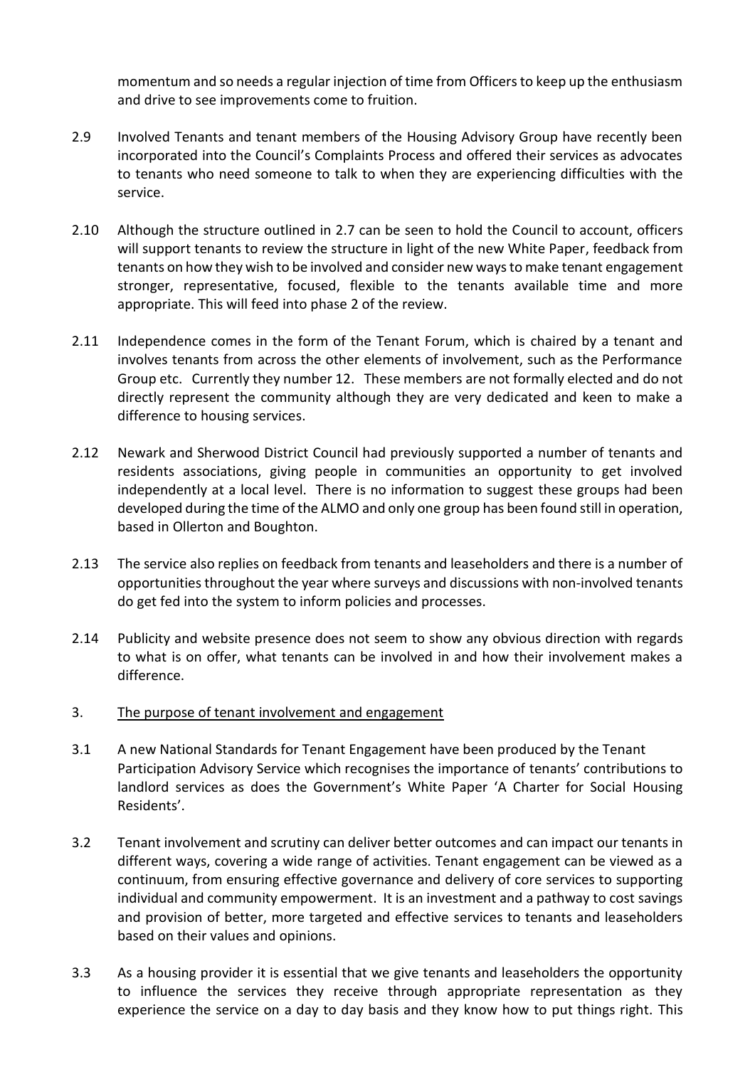momentum and so needs a regular injection of time from Officers to keep up the enthusiasm and drive to see improvements come to fruition.

2.9 Involved Tenants and tenant members of the Housing Advisory Group have recently been incorporated into the Council's Complaints Process and offered their services as advocates to tenants who need someone to talk to when they are experiencing difficulties with the service.

2.10 Although the structure outlined in 2.7 can be seen to hold the Council to account, officers will support tenants to review the structure in light of the new White Paper, feedback from tenants on how they wish to be involved and consider new ways to make tenant engagement stronger, representative, focused, flexible to the tenants available time and more appropriate. This will feed into phase 2 of the review.

2.11 Independence comes in the form of the Tenant Forum, which is chaired by a tenant and involves tenants from across the other elements of involvement, such as the Performance Group etc. Currently they number 12. These members are not formally elected and do not directly represent the community although they are very dedicated and keen to make a difference to housing services.

2.12 Newark and Sherwood District Council had previously supported a number of tenants and residents associations, giving people in communities an opportunity to get involved independently at a local level. There is no information to suggest these groups had been developed during the time of the ALMO and only one group has been found still in operation, based in Ollerton and Boughton.

2.13 The service also replies on feedback from tenants and leaseholders and there is a number of opportunities throughout the year where surveys and discussions with non-involved tenants do get fed into the system to inform policies and processes.

2.14 Publicity and website presence does not seem to show any obvious direction with regards to what is on offer, what tenants can be involved in and how their involvement makes a difference.

3. The purpose of tenant involvement and engagement

3.1 A new National Standards for Tenant Engagement have been produced by the Tenant Participation Advisory Service which recognises the importance of tenants' contributions to landlord services as does the Government's White Paper 'A Charter for Social Housing Residents'.

3.2 Tenant involvement and scrutiny can deliver better outcomes and can impact our tenants in different ways, covering a wide range of activities. Tenant engagement can be viewed as a continuum, from ensuring effective governance and delivery of core services to supporting individual and community empowerment. It is an investment and a pathway to cost savings and provision of better, more targeted and effective services to tenants and leaseholders based on their values and opinions.

3.3 As a housing provider it is essential that we give tenants and leaseholders the opportunity to influence the services they receive through appropriate representation as they experience the service on a day to day basis and they know how to put things right. This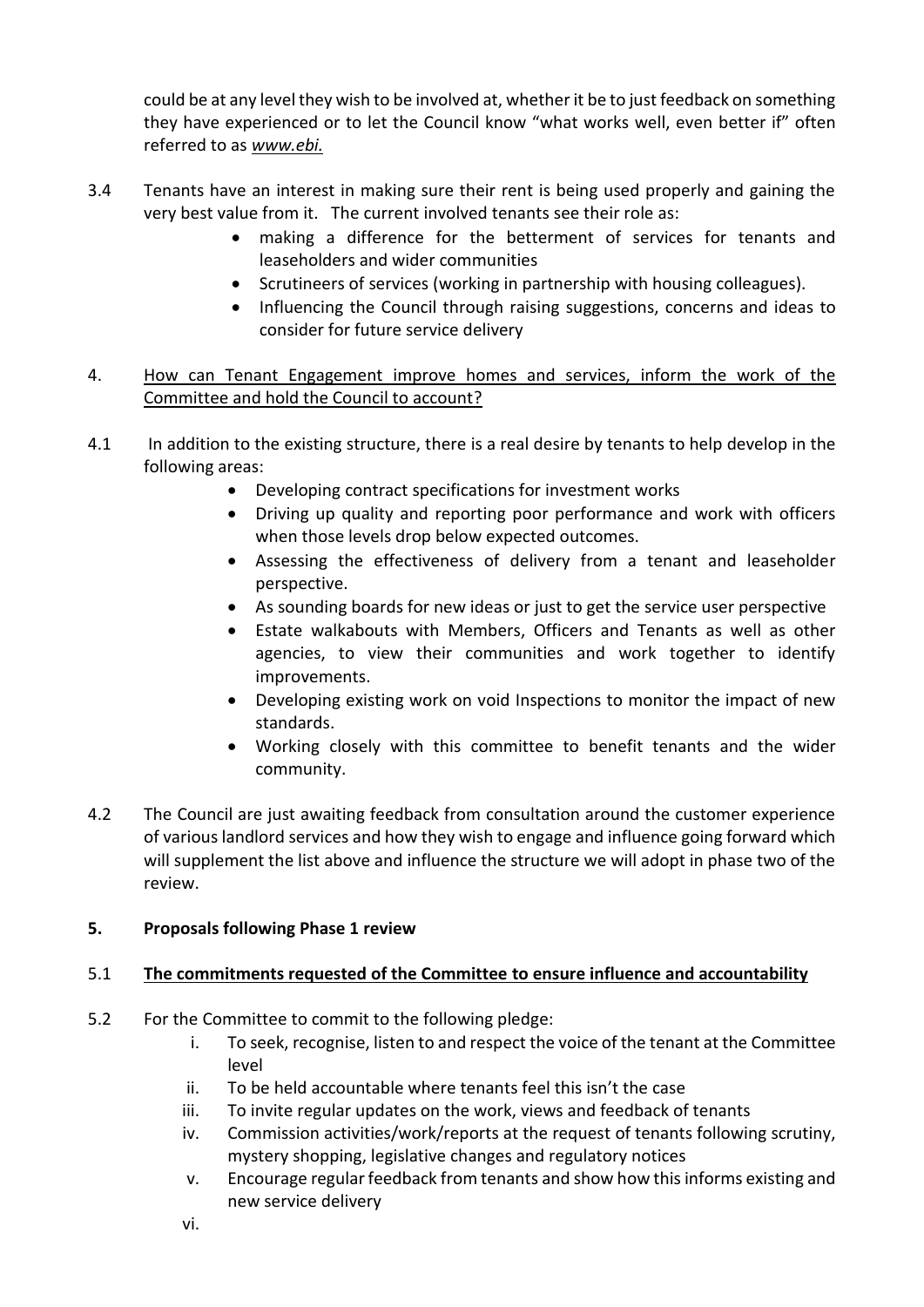could be at any level they wish to be involved at, whether it be to just feedback on something they have experienced or to let the Council know "what works well, even better if" often referred to as *www.ebi.*

3.4 Tenants have an interest in making sure their rent is being used properly and gaining the very best value from it. The current involved tenants see their role as:

- making a difference for the betterment of services for tenants and leaseholders and wider communities
- Scrutineers of services (working in partnership with housing colleagues).
- Influencing the Council through raising suggestions, concerns and ideas to consider for future service delivery

4. <u>How can Tenant Engagement improve homes and services, inform the work of the Committee and hold the Council to account?</u>

4.1 In addition to the existing structure, there is a real desire by tenants to help develop in the following areas:

- Developing contract specifications for investment works
- Driving up quality and reporting poor performance and work with officers when those levels drop below expected outcomes.
- Assessing the effectiveness of delivery from a tenant and leaseholder perspective.
- As sounding boards for new ideas or just to get the service user perspective
- Estate walkabouts with Members, Officers and Tenants as well as other agencies, to view their communities and work together to identify improvements.
- Developing existing work on void Inspections to monitor the impact of new standards.
- Working closely with this committee to benefit tenants and the wider community.

4.2 The Council are just awaiting feedback from consultation around the customer experience of various landlord services and how they wish to engage and influence going forward which will supplement the list above and influence the structure we will adopt in phase two of the review.

## 5. Proposals following Phase 1 review

### 5.1 <u>The commitments requested of the Committee to ensure influence and accountability</u>

5.2 For the Committee to commit to the following pledge:

i. To seek, recognise, listen to and respect the voice of the tenant at the Committee level
ii. To be held accountable where tenants feel this isn't the case
iii. To invite regular updates on the work, views and feedback of tenants
iv. Commission activities/work/reports at the request of tenants following scrutiny, mystery shopping, legislative changes and regulatory notices
v. Encourage regular feedback from tenants and show how this informs existing and new service delivery
vi.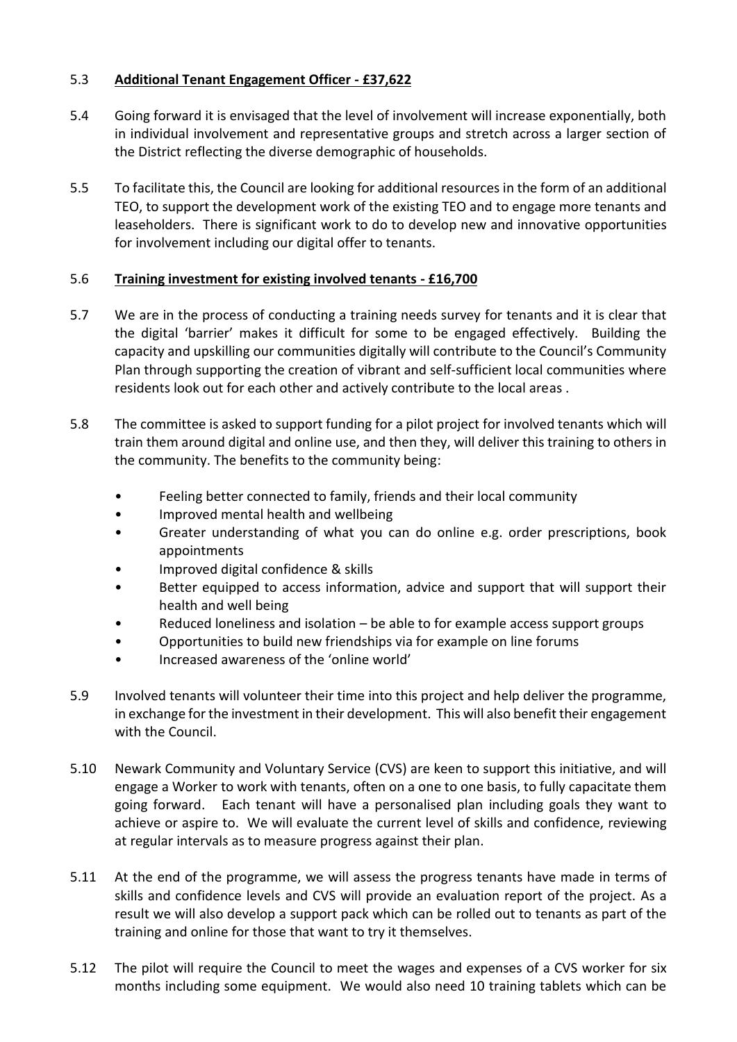5.3 **Additional Tenant Engagement Officer - £37,622**

5.4 Going forward it is envisaged that the level of involvement will increase exponentially, both in individual involvement and representative groups and stretch across a larger section of the District reflecting the diverse demographic of households.

5.5 To facilitate this, the Council are looking for additional resources in the form of an additional TEO, to support the development work of the existing TEO and to engage more tenants and leaseholders. There is significant work to do to develop new and innovative opportunities for involvement including our digital offer to tenants.

5.6 **Training investment for existing involved tenants - £16,700**

5.7 We are in the process of conducting a training needs survey for tenants and it is clear that the digital 'barrier' makes it difficult for some to be engaged effectively. Building the capacity and upskilling our communities digitally will contribute to the Council's Community Plan through supporting the creation of vibrant and self-sufficient local communities where residents look out for each other and actively contribute to the local areas .

5.8 The committee is asked to support funding for a pilot project for involved tenants which will train them around digital and online use, and then they, will deliver this training to others in the community. The benefits to the community being:

- Feeling better connected to family, friends and their local community
- Improved mental health and wellbeing
- Greater understanding of what you can do online e.g. order prescriptions, book appointments
- Improved digital confidence & skills
- Better equipped to access information, advice and support that will support their health and well being
- Reduced loneliness and isolation – be able to for example access support groups
- Opportunities to build new friendships via for example on line forums
- Increased awareness of the 'online world'

5.9 Involved tenants will volunteer their time into this project and help deliver the programme, in exchange for the investment in their development. This will also benefit their engagement with the Council.

5.10 Newark Community and Voluntary Service (CVS) are keen to support this initiative, and will engage a Worker to work with tenants, often on a one to one basis, to fully capacitate them going forward. Each tenant will have a personalised plan including goals they want to achieve or aspire to. We will evaluate the current level of skills and confidence, reviewing at regular intervals as to measure progress against their plan.

5.11 At the end of the programme, we will assess the progress tenants have made in terms of skills and confidence levels and CVS will provide an evaluation report of the project. As a result we will also develop a support pack which can be rolled out to tenants as part of the training and online for those that want to try it themselves.

5.12 The pilot will require the Council to meet the wages and expenses of a CVS worker for six months including some equipment. We would also need 10 training tablets which can be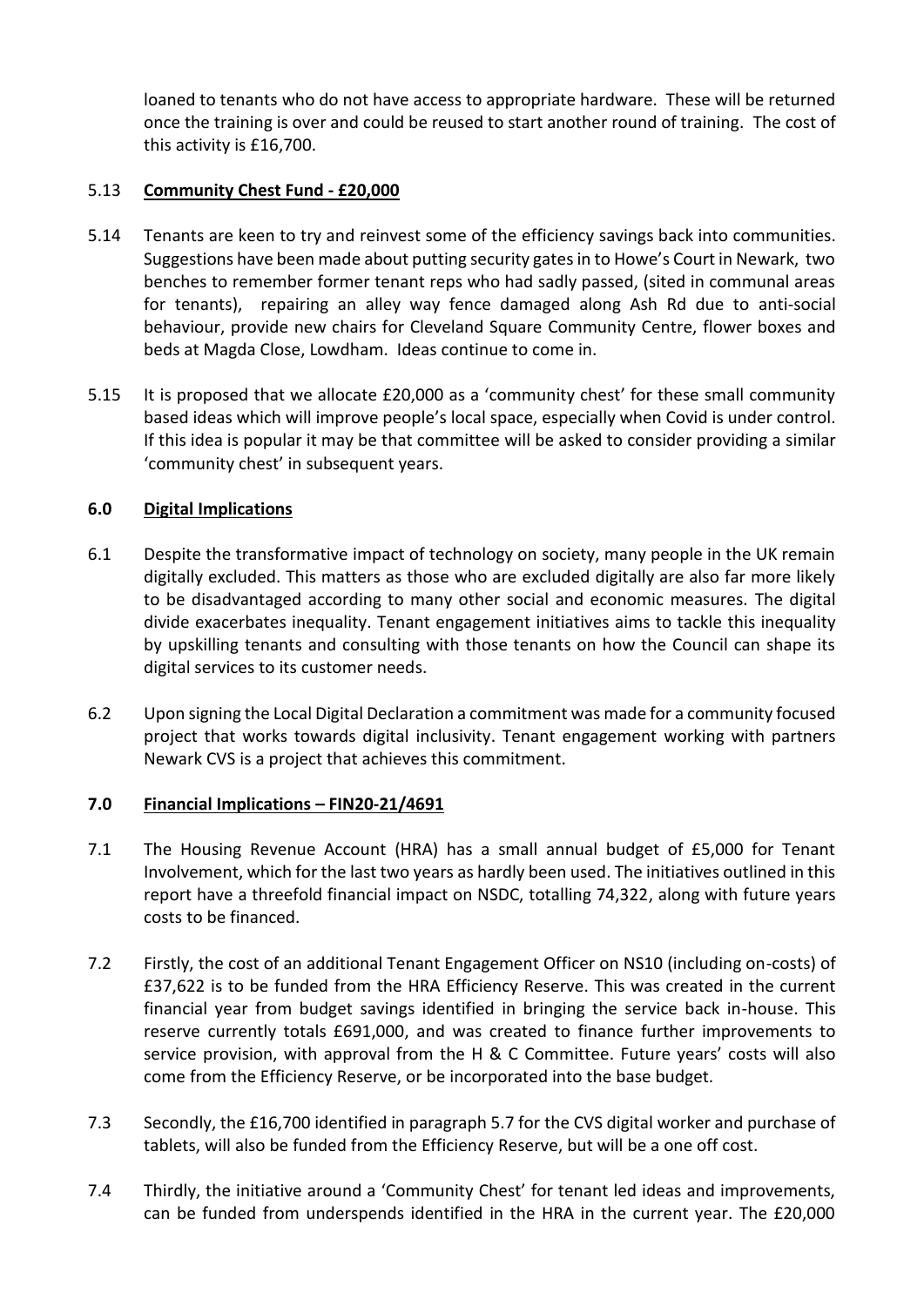loaned to tenants who do not have access to appropriate hardware. These will be returned once the training is over and could be reused to start another round of training. The cost of this activity is £16,700.

5.13 **Community Chest Fund - £20,000**

5.14 Tenants are keen to try and reinvest some of the efficiency savings back into communities. Suggestions have been made about putting security gates in to Howe's Court in Newark, two benches to remember former tenant reps who had sadly passed, (sited in communal areas for tenants), repairing an alley way fence damaged along Ash Rd due to anti-social behaviour, provide new chairs for Cleveland Square Community Centre, flower boxes and beds at Magda Close, Lowdham. Ideas continue to come in.

5.15 It is proposed that we allocate £20,000 as a 'community chest' for these small community based ideas which will improve people's local space, especially when Covid is under control. If this idea is popular it may be that committee will be asked to consider providing a similar 'community chest' in subsequent years.

## 6.0 Digital Implications

6.1 Despite the transformative impact of technology on society, many people in the UK remain digitally excluded. This matters as those who are excluded digitally are also far more likely to be disadvantaged according to many other social and economic measures. The digital divide exacerbates inequality. Tenant engagement initiatives aims to tackle this inequality by upskilling tenants and consulting with those tenants on how the Council can shape its digital services to its customer needs.

6.2 Upon signing the Local Digital Declaration a commitment was made for a community focused project that works towards digital inclusivity. Tenant engagement working with partners Newark CVS is a project that achieves this commitment.

## 7.0 Financial Implications – FIN20-21/4691

7.1 The Housing Revenue Account (HRA) has a small annual budget of £5,000 for Tenant Involvement, which for the last two years as hardly been used. The initiatives outlined in this report have a threefold financial impact on NSDC, totalling 74,322, along with future years costs to be financed.

7.2 Firstly, the cost of an additional Tenant Engagement Officer on NS10 (including on-costs) of £37,622 is to be funded from the HRA Efficiency Reserve. This was created in the current financial year from budget savings identified in bringing the service back in-house. This reserve currently totals £691,000, and was created to finance further improvements to service provision, with approval from the H & C Committee. Future years' costs will also come from the Efficiency Reserve, or be incorporated into the base budget.

7.3 Secondly, the £16,700 identified in paragraph 5.7 for the CVS digital worker and purchase of tablets, will also be funded from the Efficiency Reserve, but will be a one off cost.

7.4 Thirdly, the initiative around a 'Community Chest' for tenant led ideas and improvements, can be funded from underspends identified in the HRA in the current year. The £20,000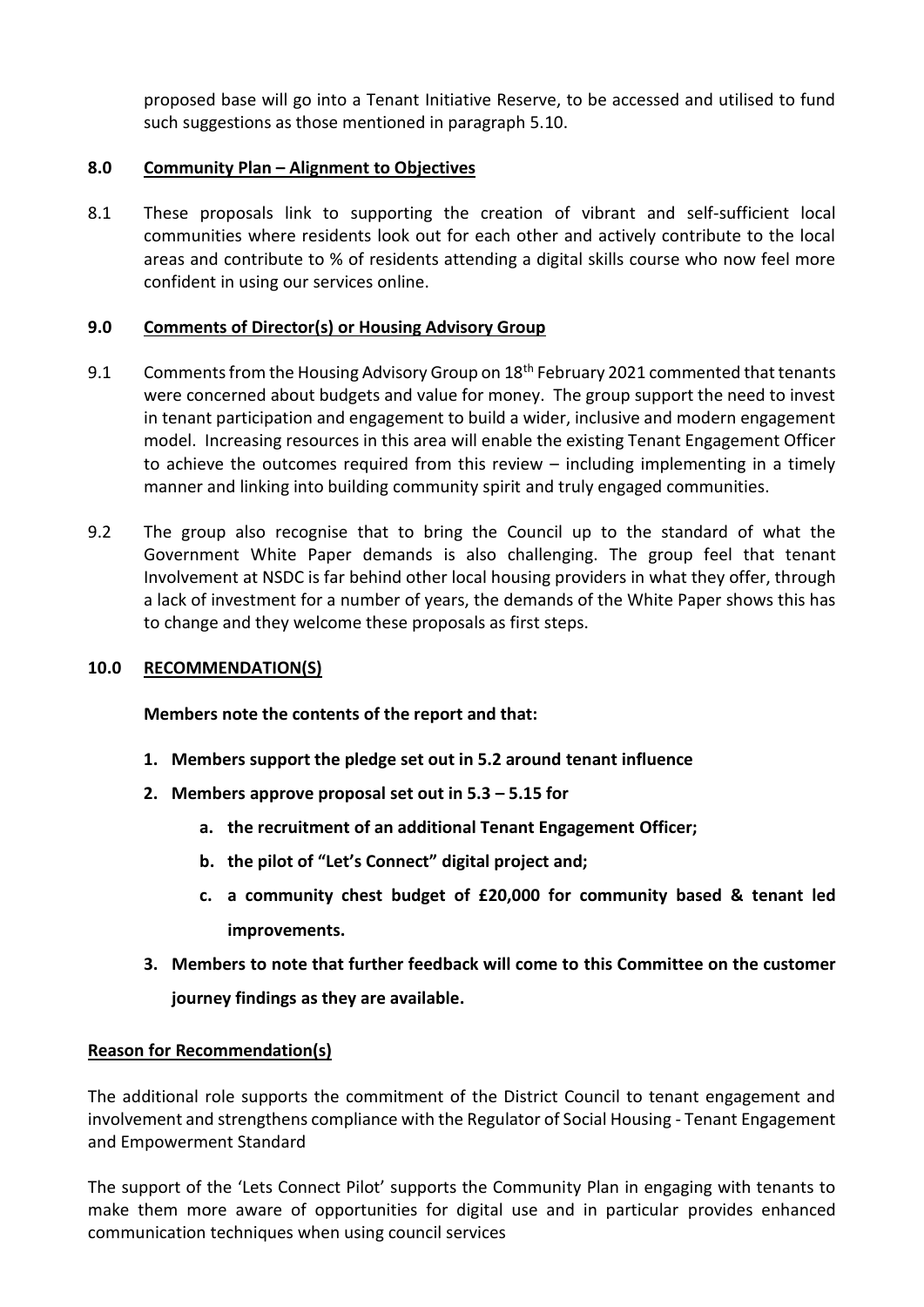proposed base will go into a Tenant Initiative Reserve, to be accessed and utilised to fund such suggestions as those mentioned in paragraph 5.10.

## 8.0 Community Plan – Alignment to Objectives

8.1 These proposals link to supporting the creation of vibrant and self-sufficient local communities where residents look out for each other and actively contribute to the local areas and contribute to % of residents attending a digital skills course who now feel more confident in using our services online.

## 9.0 Comments of Director(s) or Housing Advisory Group

9.1 Comments from the Housing Advisory Group on 18th February 2021 commented that tenants were concerned about budgets and value for money. The group support the need to invest in tenant participation and engagement to build a wider, inclusive and modern engagement model. Increasing resources in this area will enable the existing Tenant Engagement Officer to achieve the outcomes required from this review – including implementing in a timely manner and linking into building community spirit and truly engaged communities.

9.2 The group also recognise that to bring the Council up to the standard of what the Government White Paper demands is also challenging. The group feel that tenant Involvement at NSDC is far behind other local housing providers in what they offer, through a lack of investment for a number of years, the demands of the White Paper shows this has to change and they welcome these proposals as first steps.

## 10.0 RECOMMENDATION(S)

**Members note the contents of the report and that:**

1. **Members support the pledge set out in 5.2 around tenant influence**
2. **Members approve proposal set out in 5.3 – 5.15 for**
   a. **the recruitment of an additional Tenant Engagement Officer;**
   b. **the pilot of "Let's Connect" digital project and;**
   c. **a community chest budget of £20,000 for community based & tenant led improvements.**
3. **Members to note that further feedback will come to this Committee on the customer journey findings as they are available.**

## Reason for Recommendation(s)

The additional role supports the commitment of the District Council to tenant engagement and involvement and strengthens compliance with the Regulator of Social Housing - Tenant Engagement and Empowerment Standard

The support of the 'Lets Connect Pilot' supports the Community Plan in engaging with tenants to make them more aware of opportunities for digital use and in particular provides enhanced communication techniques when using council services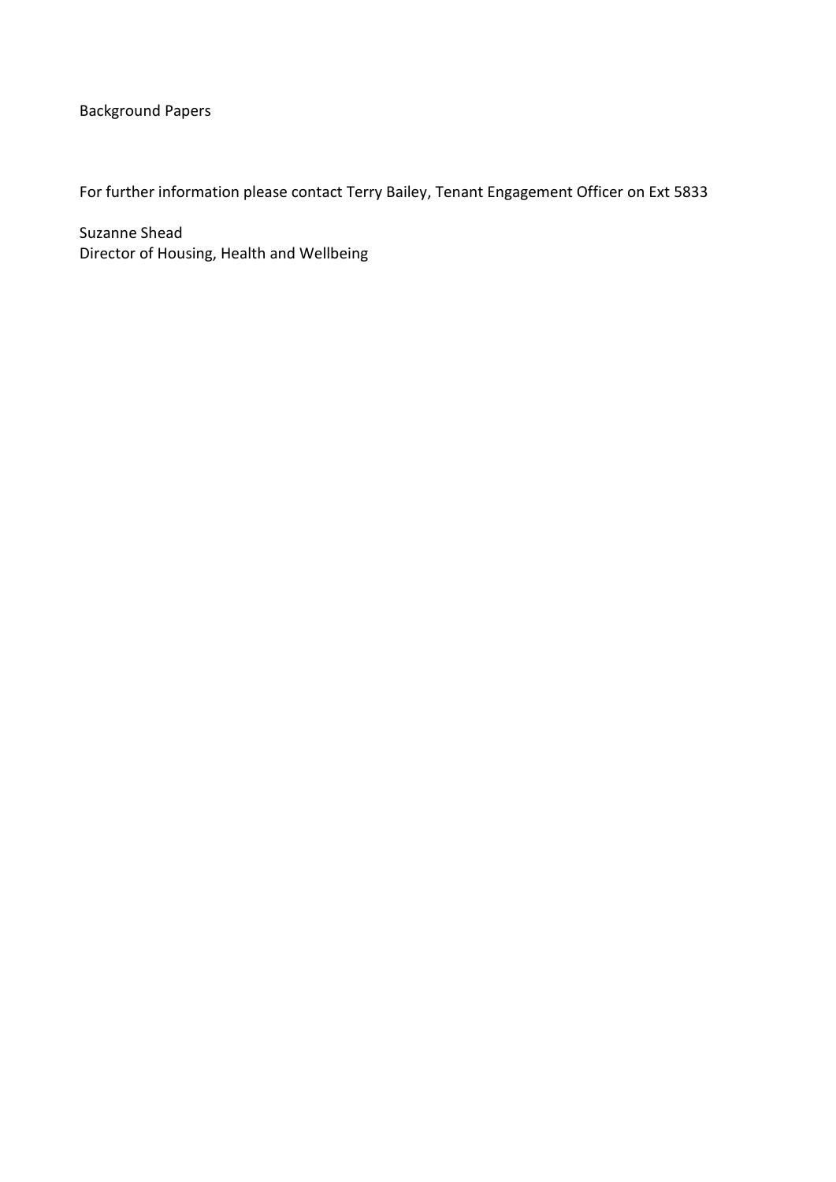Background Papers

For further information please contact Terry Bailey, Tenant Engagement Officer on Ext 5833

Suzanne Shead
Director of Housing, Health and Wellbeing